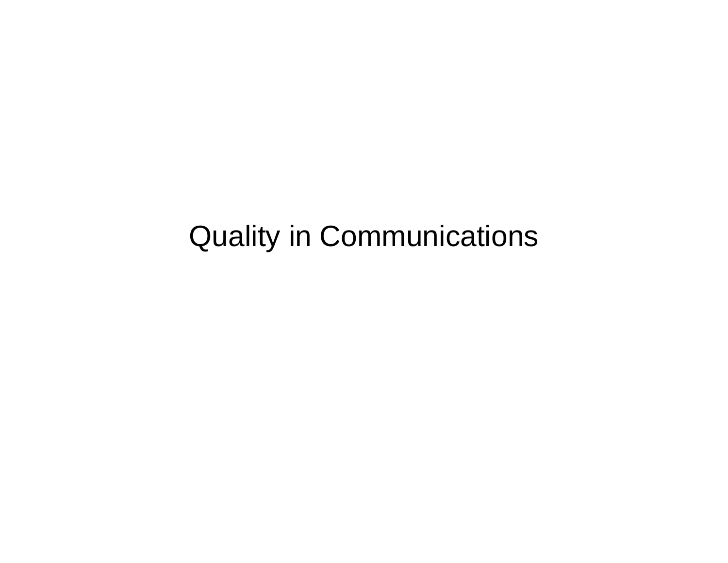# Quality in Communications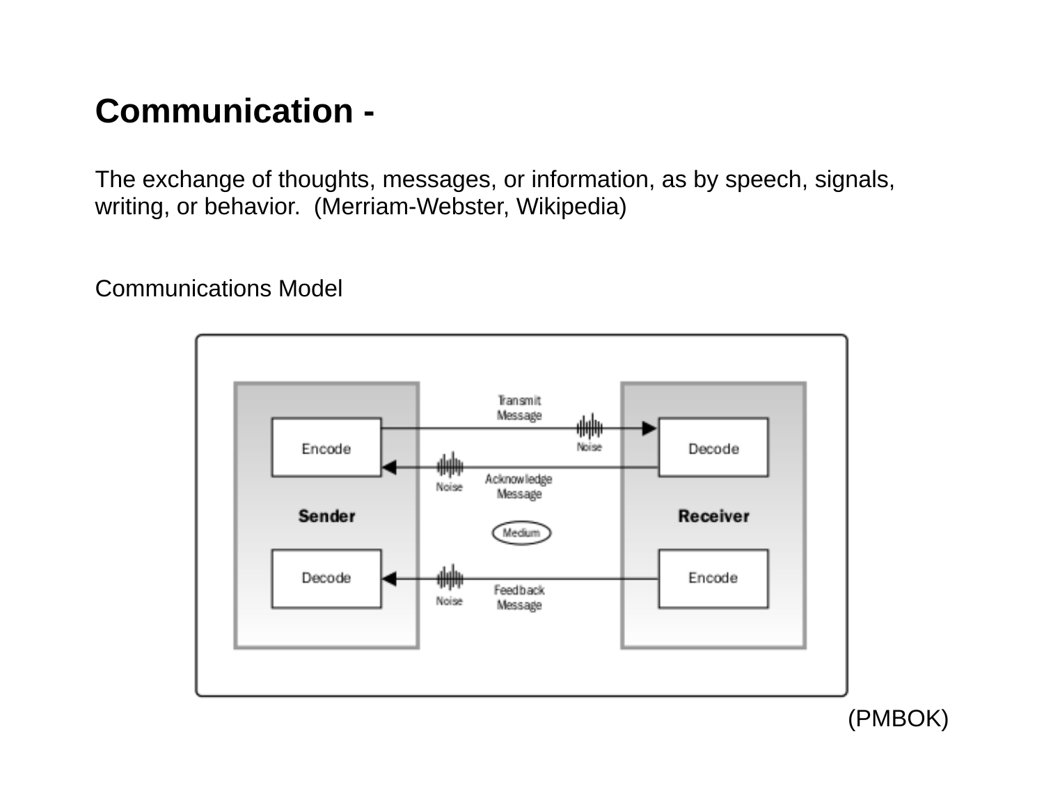# Communication -

The exchange of thoughts, messages, or information, as by speech, signals, writing, or behavior. (Merriam-Webster, Wikipedia)

Communications Model

(PMBOK)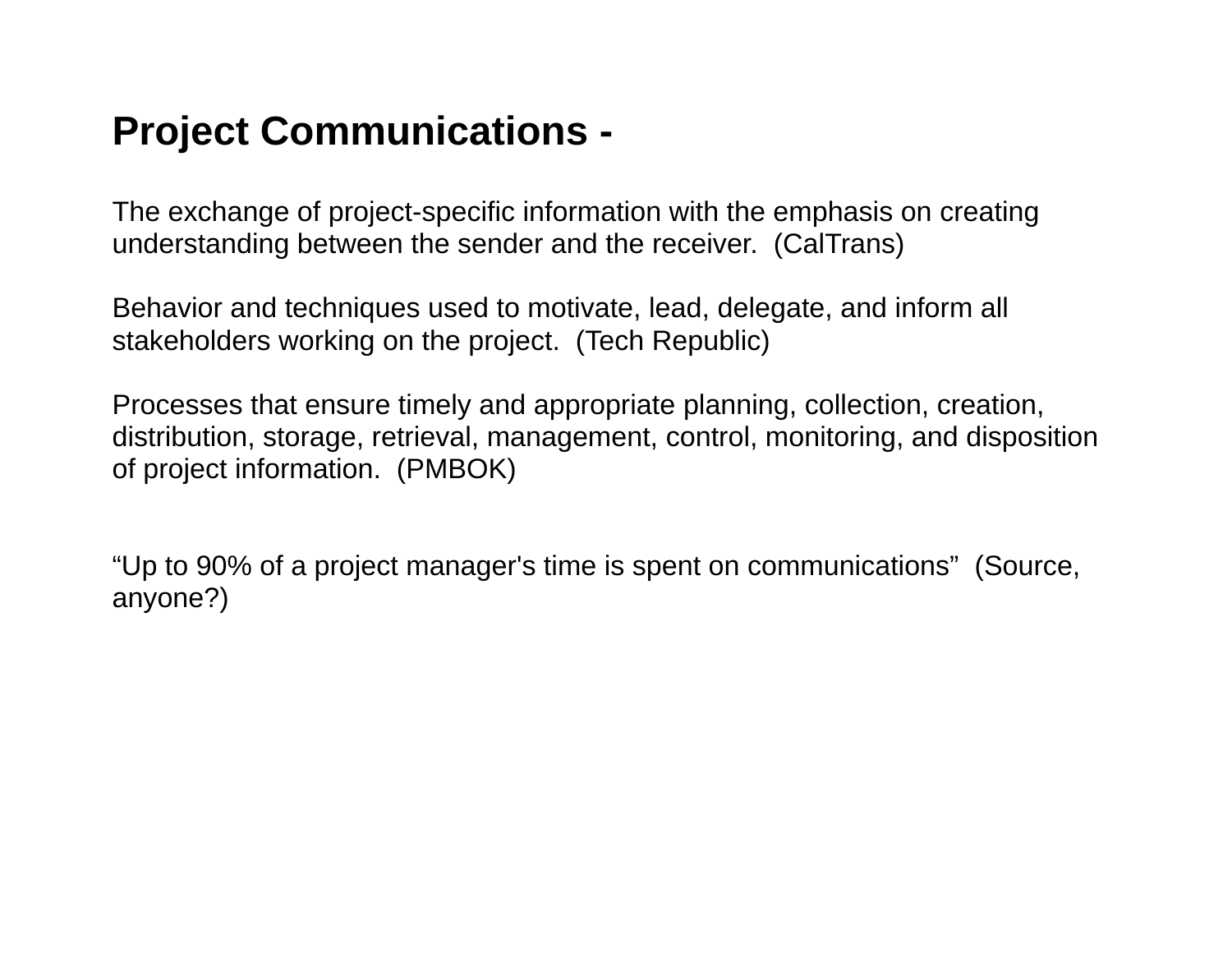## Project Communications -

The exchange of project-specific information with the emphasis on creating understanding between the sender and the receiver. (CalTrans)

Behavior and techniques used to motivate, lead, delegate, and inform all stakeholders working on the project. (Tech Republic)

Processes that ensure timely and appropriate planning, collection, creation, distribution, storage, retrieval, management, control, monitoring, and disposition of project information. (PMBOK)

“Up to 90% of a project manager's time is spent on communications” (Source, anyone?)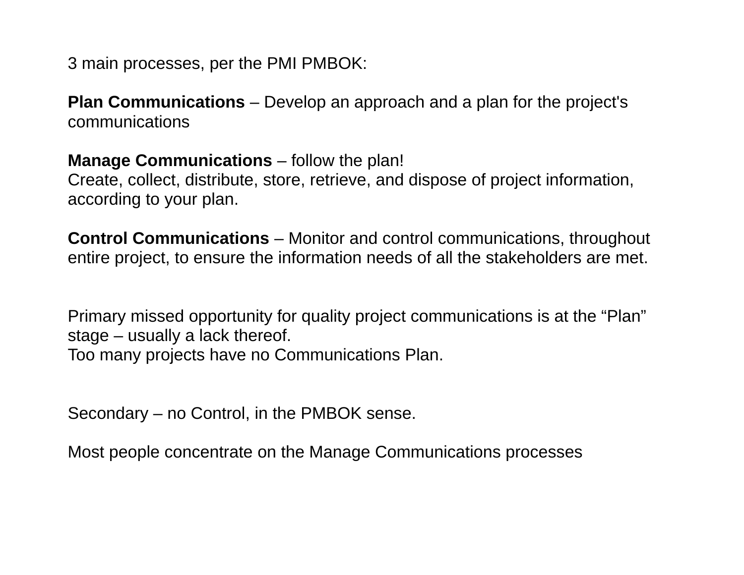3 main processes, per the PMI PMBOK:

**Plan Communications** – Develop an approach and a plan for the project's communications

**Manage Communications** – follow the plan!
Create, collect, distribute, store, retrieve, and dispose of project information, according to your plan.

**Control Communications** – Monitor and control communications, throughout entire project, to ensure the information needs of all the stakeholders are met.

Primary missed opportunity for quality project communications is at the “Plan” stage – usually a lack thereof.
Too many projects have no Communications Plan.

Secondary – no Control, in the PMBOK sense.

Most people concentrate on the Manage Communications processes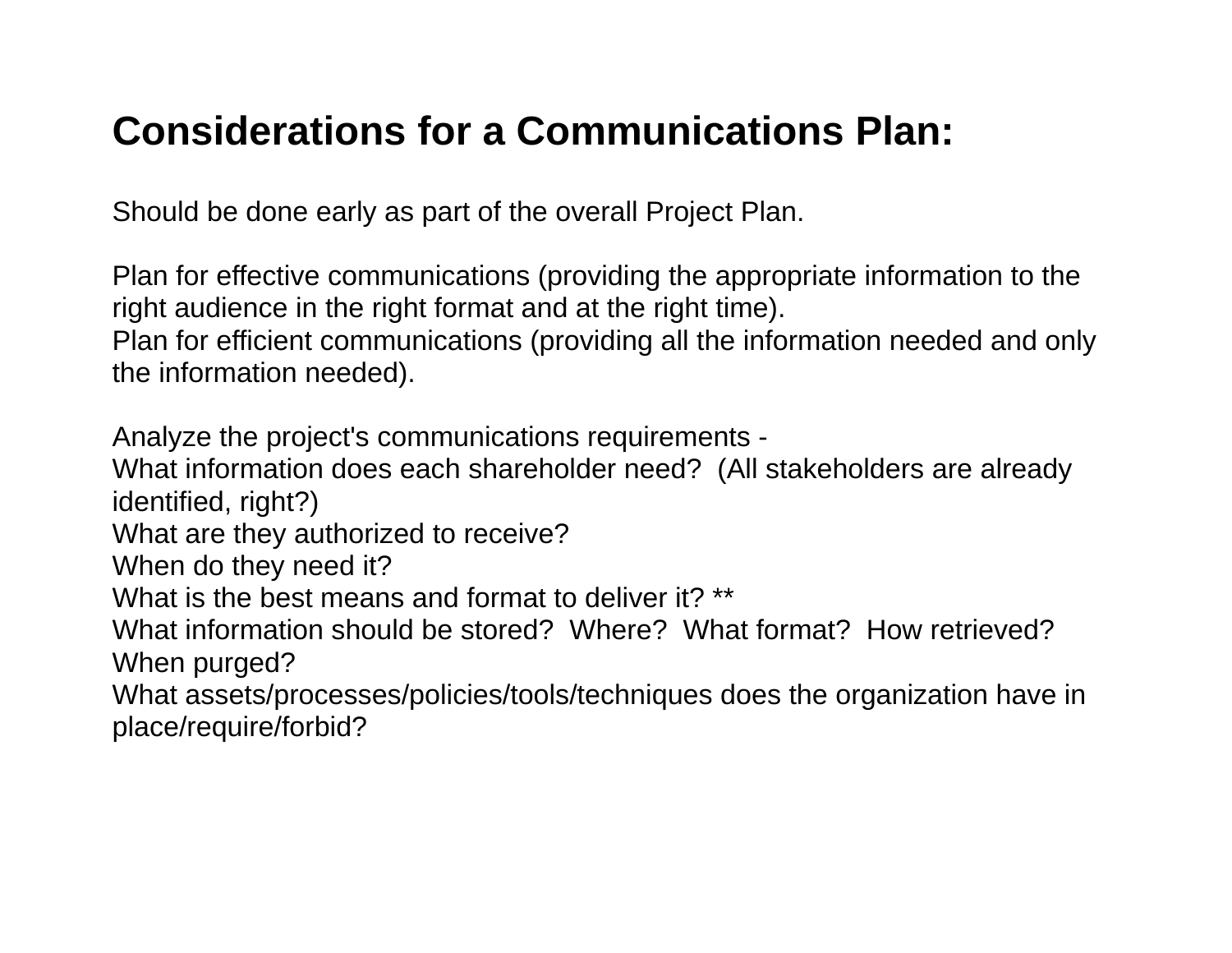# Considerations for a Communications Plan:

Should be done early as part of the overall Project Plan.

Plan for effective communications (providing the appropriate information to the right audience in the right format and at the right time).
Plan for efficient communications (providing all the information needed and only the information needed).

Analyze the project's communications requirements -
What information does each shareholder need? (All stakeholders are already identified, right?)
What are they authorized to receive?
When do they need it?
What is the best means and format to deliver it? **
What information should be stored? Where? What format? How retrieved? When purged?
What assets/processes/policies/tools/techniques does the organization have in place/require/forbid?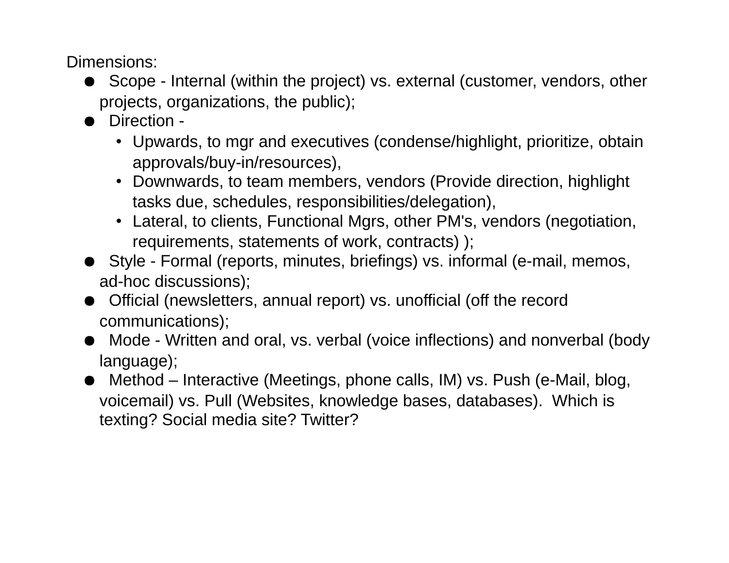Dimensions:

- Scope - Internal (within the project) vs. external (customer, vendors, other projects, organizations, the public);
- Direction -
  - Upwards, to mgr and executives (condense/highlight, prioritize, obtain approvals/buy-in/resources),
  - Downwards, to team members, vendors (Provide direction, highlight tasks due, schedules, responsibilities/delegation),
  - Lateral, to clients, Functional Mgrs, other PM's, vendors (negotiation, requirements, statements of work, contracts) );
- Style - Formal (reports, minutes, briefings) vs. informal (e-mail, memos, ad-hoc discussions);
- Official (newsletters, annual report) vs. unofficial (off the record communications);
- Mode - Written and oral, vs. verbal (voice inflections) and nonverbal (body language);
- Method – Interactive (Meetings, phone calls, IM) vs. Push (e-Mail, blog, voicemail) vs. Pull (Websites, knowledge bases, databases). Which is texting? Social media site? Twitter?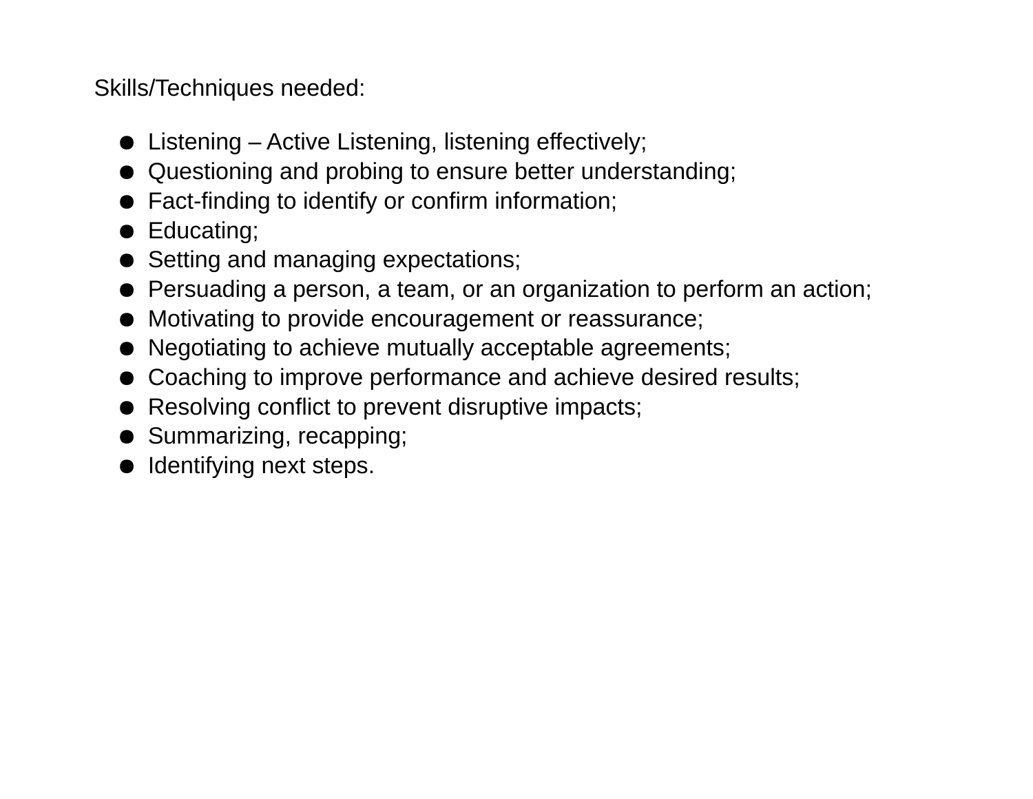Skills/Techniques needed:

- Listening – Active Listening, listening effectively;
- Questioning and probing to ensure better understanding;
- Fact-finding to identify or confirm information;
- Educating;
- Setting and managing expectations;
- Persuading a person, a team, or an organization to perform an action;
- Motivating to provide encouragement or reassurance;
- Negotiating to achieve mutually acceptable agreements;
- Coaching to improve performance and achieve desired results;
- Resolving conflict to prevent disruptive impacts;
- Summarizing, recapping;
- Identifying next steps.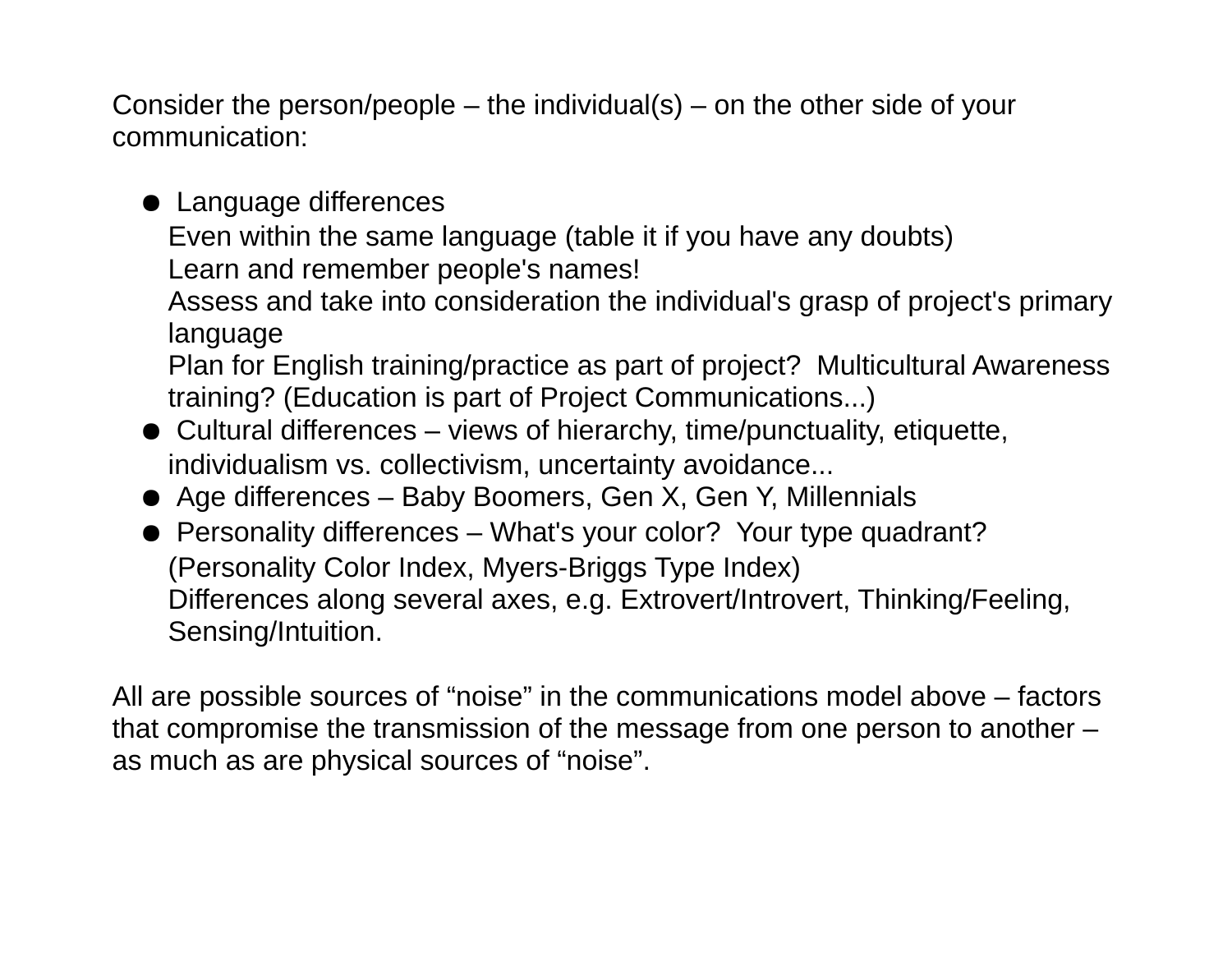Consider the person/people – the individual(s) – on the other side of your communication:

- Language differences
  Even within the same language (table it if you have any doubts)
  Learn and remember people's names!
  Assess and take into consideration the individual's grasp of project's primary language
  Plan for English training/practice as part of project?  Multicultural Awareness training? (Education is part of Project Communications...)
- Cultural differences – views of hierarchy, time/punctuality, etiquette, individualism vs. collectivism, uncertainty avoidance...
- Age differences – Baby Boomers, Gen X, Gen Y, Millennials
- Personality differences – What's your color?  Your type quadrant? (Personality Color Index, Myers-Briggs Type Index)
  Differences along several axes, e.g. Extrovert/Introvert, Thinking/Feeling, Sensing/Intuition.

All are possible sources of "noise" in the communications model above – factors that compromise the transmission of the message from one person to another – as much as are physical sources of "noise".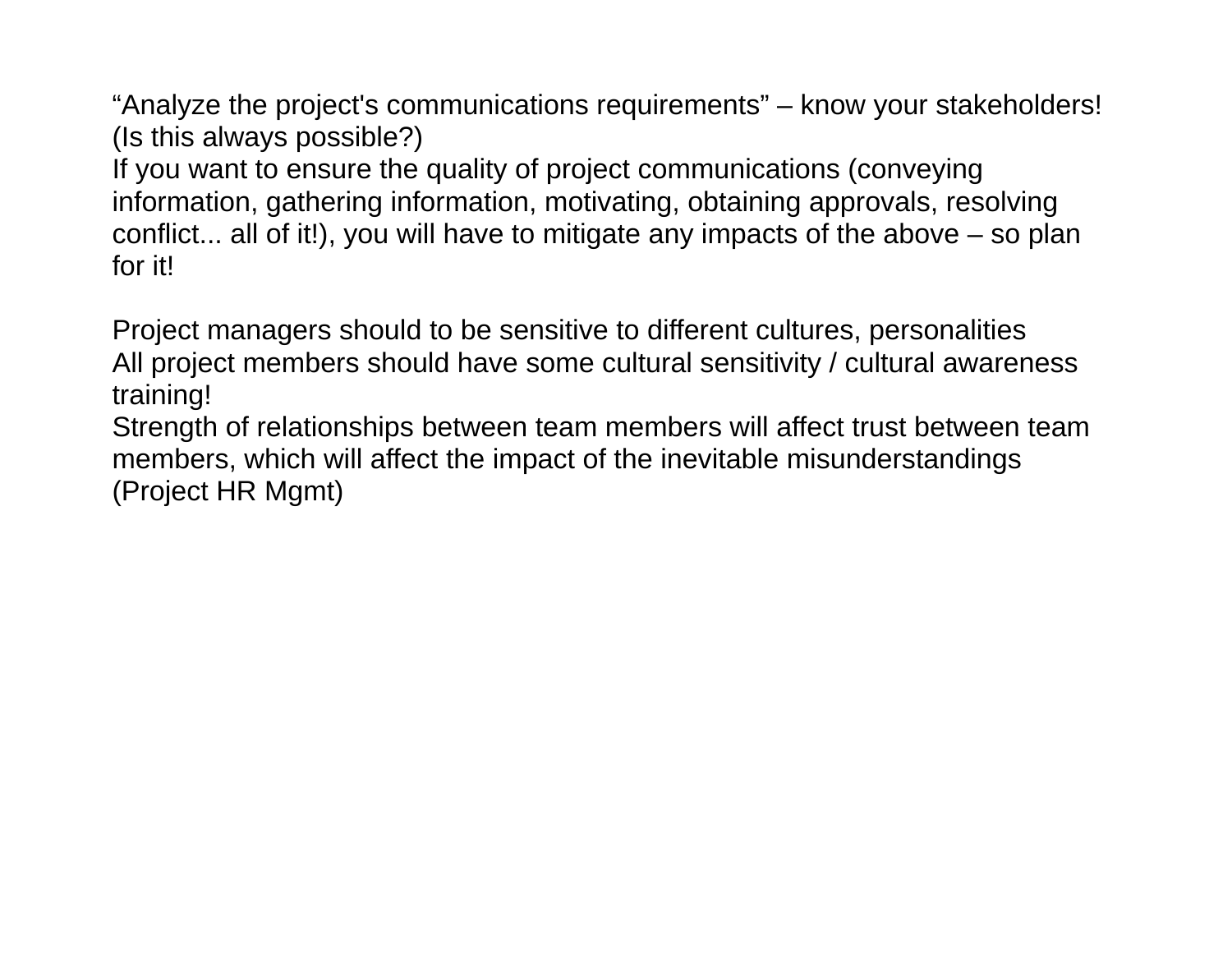“Analyze the project's communications requirements” – know your stakeholders! (Is this always possible?)

If you want to ensure the quality of project communications (conveying information, gathering information, motivating, obtaining approvals, resolving conflict... all of it!), you will have to mitigate any impacts of the above – so plan for it!

Project managers should to be sensitive to different cultures, personalities

All project members should have some cultural sensitivity / cultural awareness training!

Strength of relationships between team members will affect trust between team members, which will affect the impact of the inevitable misunderstandings (Project HR Mgmt)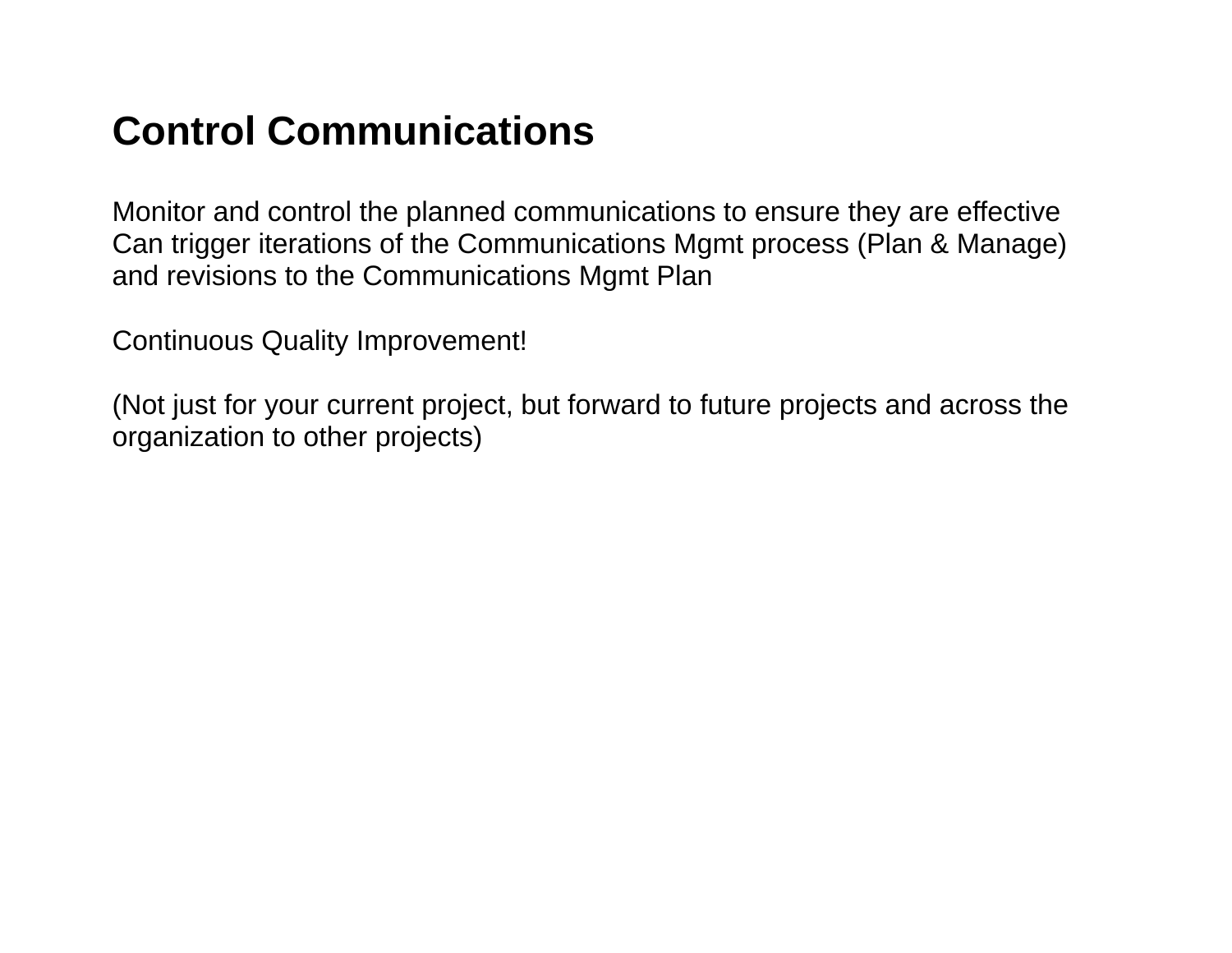# Control Communications

Monitor and control the planned communications to ensure they are effective
Can trigger iterations of the Communications Mgmt process (Plan & Manage) and revisions to the Communications Mgmt Plan

Continuous Quality Improvement!

(Not just for your current project, but forward to future projects and across the organization to other projects)